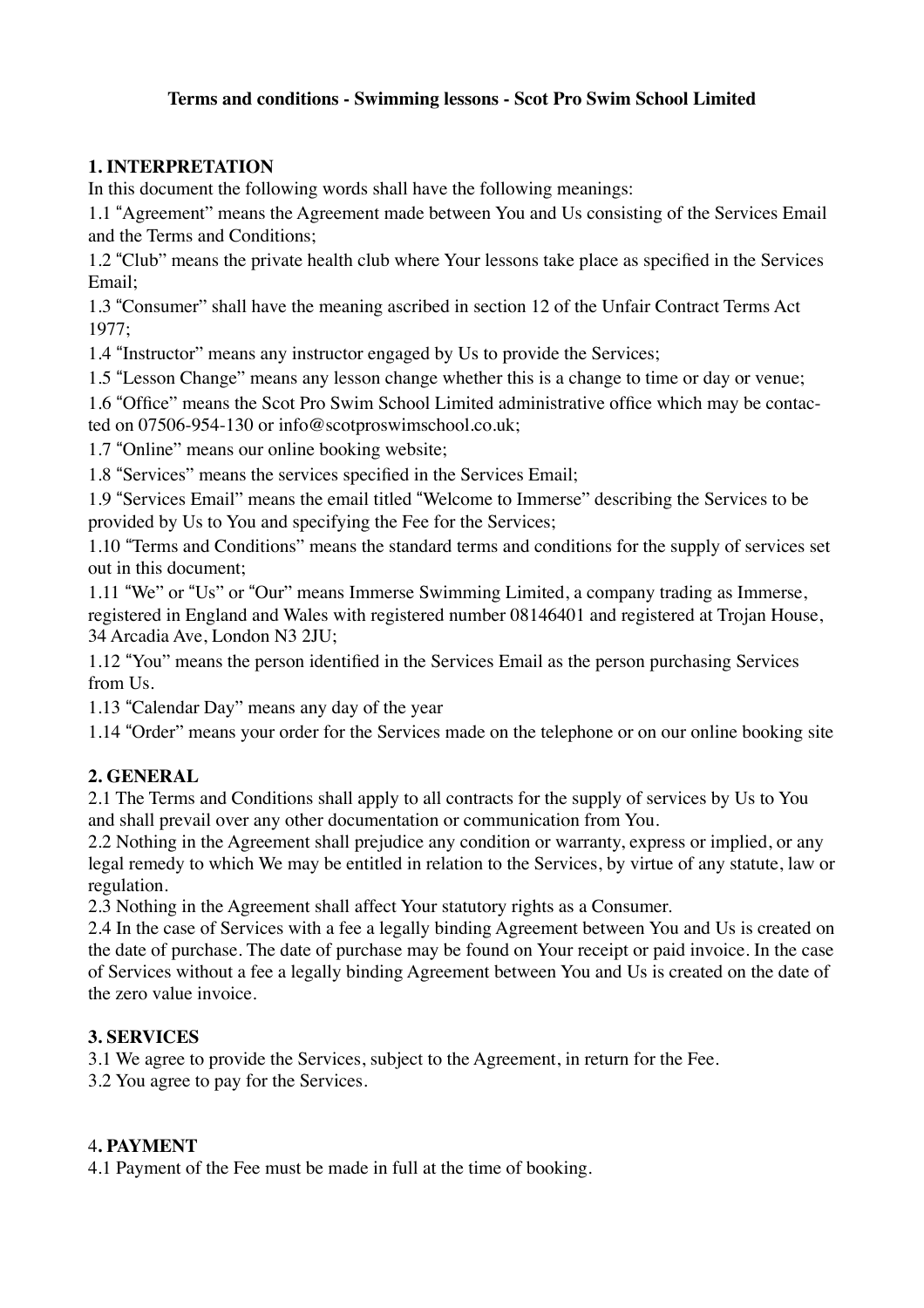**Terms and conditions - Swimming lessons - Scot Pro Swim School Limited**

## 1. INTERPRETATION

In this document the following words shall have the following meanings:

1.1 "Agreement" means the Agreement made between You and Us consisting of the Services Email and the Terms and Conditions;

1.2 "Club" means the private health club where Your lessons take place as specified in the Services Email;

1.3 "Consumer" shall have the meaning ascribed in section 12 of the Unfair Contract Terms Act 1977;

1.4 "Instructor" means any instructor engaged by Us to provide the Services;

1.5 "Lesson Change" means any lesson change whether this is a change to time or day or venue;

1.6 "Office" means the Scot Pro Swim School Limited administrative office which may be contacted on 07506-954-130 or info@scotproswimschool.co.uk;

1.7 "Online" means our online booking website;

1.8 "Services" means the services specified in the Services Email;

1.9 "Services Email" means the email titled "Welcome to Immerse" describing the Services to be provided by Us to You and specifying the Fee for the Services;

1.10 "Terms and Conditions" means the standard terms and conditions for the supply of services set out in this document;

1.11 "We" or "Us" or "Our" means Immerse Swimming Limited, a company trading as Immerse, registered in England and Wales with registered number 08146401 and registered at Trojan House, 34 Arcadia Ave, London N3 2JU;

1.12 "You" means the person identified in the Services Email as the person purchasing Services from Us.

1.13 "Calendar Day" means any day of the year

1.14 "Order" means your order for the Services made on the telephone or on our online booking site

## 2. GENERAL

2.1 The Terms and Conditions shall apply to all contracts for the supply of services by Us to You and shall prevail over any other documentation or communication from You.

2.2 Nothing in the Agreement shall prejudice any condition or warranty, express or implied, or any legal remedy to which We may be entitled in relation to the Services, by virtue of any statute, law or regulation.

2.3 Nothing in the Agreement shall affect Your statutory rights as a Consumer.

2.4 In the case of Services with a fee a legally binding Agreement between You and Us is created on the date of purchase. The date of purchase may be found on Your receipt or paid invoice. In the case of Services without a fee a legally binding Agreement between You and Us is created on the date of the zero value invoice.

## 3. SERVICES

3.1 We agree to provide the Services, subject to the Agreement, in return for the Fee.

3.2 You agree to pay for the Services.

## 4. PAYMENT

4.1 Payment of the Fee must be made in full at the time of booking.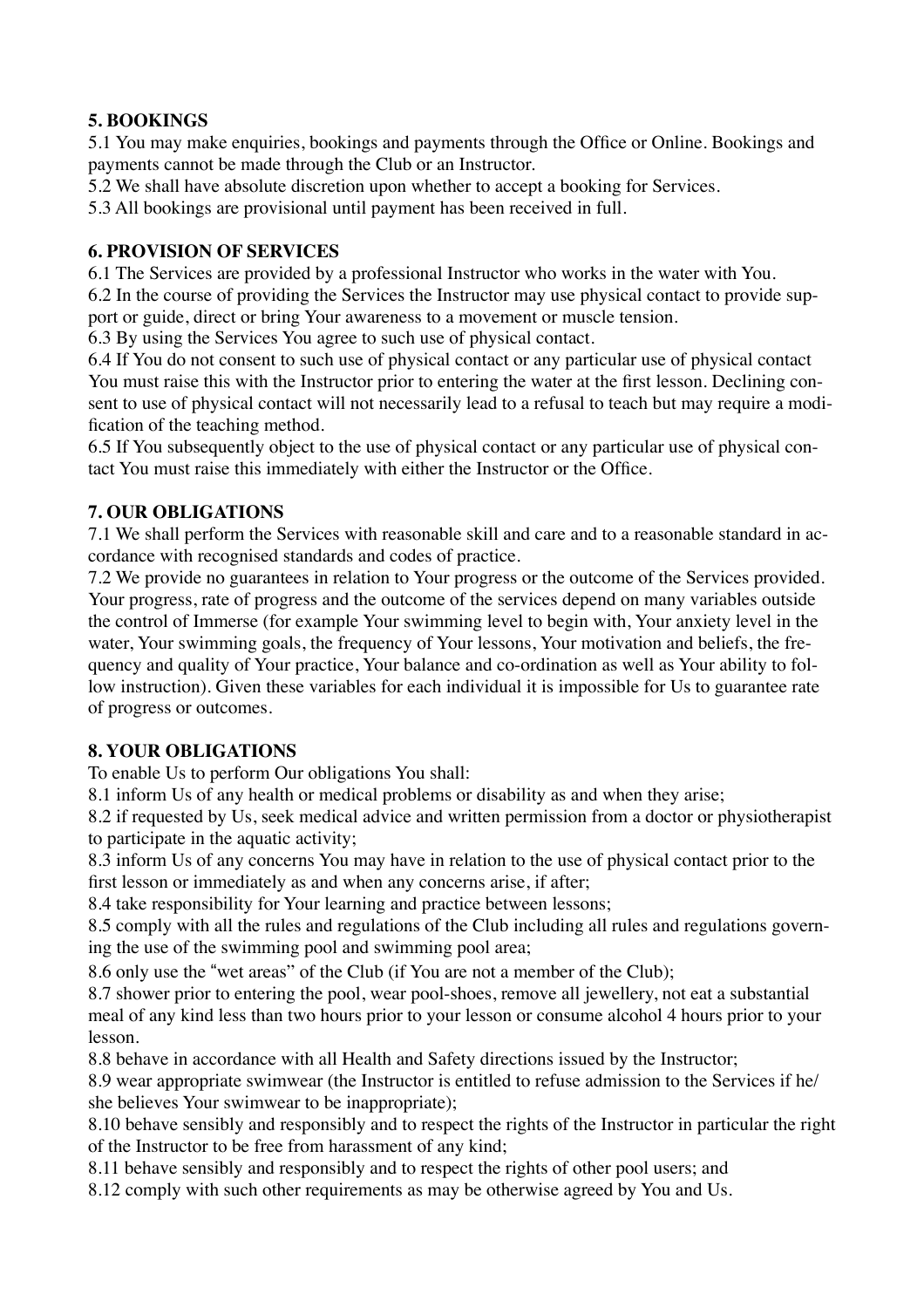## 5. BOOKINGS

5.1 You may make enquiries, bookings and payments through the Office or Online. Bookings and payments cannot be made through the Club or an Instructor.

5.2 We shall have absolute discretion upon whether to accept a booking for Services.

5.3 All bookings are provisional until payment has been received in full.

## 6. PROVISION OF SERVICES

6.1 The Services are provided by a professional Instructor who works in the water with You.

6.2 In the course of providing the Services the Instructor may use physical contact to provide support or guide, direct or bring Your awareness to a movement or muscle tension.

6.3 By using the Services You agree to such use of physical contact.

6.4 If You do not consent to such use of physical contact or any particular use of physical contact You must raise this with the Instructor prior to entering the water at the first lesson. Declining consent to use of physical contact will not necessarily lead to a refusal to teach but may require a modification of the teaching method.

6.5 If You subsequently object to the use of physical contact or any particular use of physical contact You must raise this immediately with either the Instructor or the Office.

## 7. OUR OBLIGATIONS

7.1 We shall perform the Services with reasonable skill and care and to a reasonable standard in accordance with recognised standards and codes of practice.

7.2 We provide no guarantees in relation to Your progress or the outcome of the Services provided. Your progress, rate of progress and the outcome of the services depend on many variables outside the control of Immerse (for example Your swimming level to begin with, Your anxiety level in the water, Your swimming goals, the frequency of Your lessons, Your motivation and beliefs, the frequency and quality of Your practice, Your balance and co-ordination as well as Your ability to follow instruction). Given these variables for each individual it is impossible for Us to guarantee rate of progress or outcomes.

## 8. YOUR OBLIGATIONS

To enable Us to perform Our obligations You shall:

8.1 inform Us of any health or medical problems or disability as and when they arise;

8.2 if requested by Us, seek medical advice and written permission from a doctor or physiotherapist to participate in the aquatic activity;

8.3 inform Us of any concerns You may have in relation to the use of physical contact prior to the first lesson or immediately as and when any concerns arise, if after;

8.4 take responsibility for Your learning and practice between lessons;

8.5 comply with all the rules and regulations of the Club including all rules and regulations governing the use of the swimming pool and swimming pool area;

8.6 only use the "wet areas" of the Club (if You are not a member of the Club);

8.7 shower prior to entering the pool, wear pool-shoes, remove all jewellery, not eat a substantial meal of any kind less than two hours prior to your lesson or consume alcohol 4 hours prior to your lesson.

8.8 behave in accordance with all Health and Safety directions issued by the Instructor;

8.9 wear appropriate swimwear (the Instructor is entitled to refuse admission to the Services if he/she believes Your swimwear to be inappropriate);

8.10 behave sensibly and responsibly and to respect the rights of the Instructor in particular the right of the Instructor to be free from harassment of any kind;

8.11 behave sensibly and responsibly and to respect the rights of other pool users; and

8.12 comply with such other requirements as may be otherwise agreed by You and Us.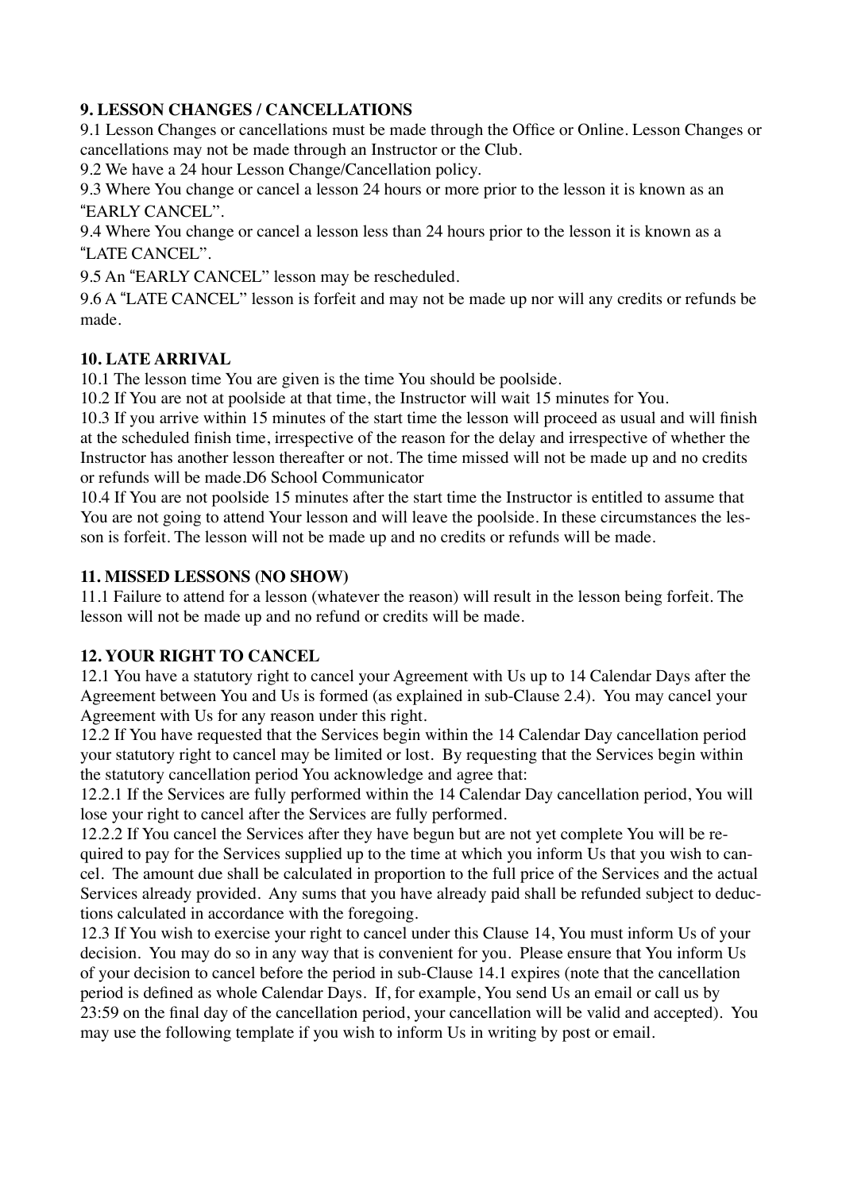**9. LESSON CHANGES / CANCELLATIONS**

9.1 Lesson Changes or cancellations must be made through the Office or Online. Lesson Changes or cancellations may not be made through an Instructor or the Club.

9.2 We have a 24 hour Lesson Change/Cancellation policy.

9.3 Where You change or cancel a lesson 24 hours or more prior to the lesson it is known as an "EARLY CANCEL".

9.4 Where You change or cancel a lesson less than 24 hours prior to the lesson it is known as a "LATE CANCEL".

9.5 An "EARLY CANCEL" lesson may be rescheduled.

9.6 A "LATE CANCEL" lesson is forfeit and may not be made up nor will any credits or refunds be made.

**10. LATE ARRIVAL**

10.1 The lesson time You are given is the time You should be poolside.

10.2 If You are not at poolside at that time, the Instructor will wait 15 minutes for You.

10.3 If you arrive within 15 minutes of the start time the lesson will proceed as usual and will finish at the scheduled finish time, irrespective of the reason for the delay and irrespective of whether the Instructor has another lesson thereafter or not. The time missed will not be made up and no credits or refunds will be made.D6 School Communicator

10.4 If You are not poolside 15 minutes after the start time the Instructor is entitled to assume that You are not going to attend Your lesson and will leave the poolside. In these circumstances the lesson is forfeit. The lesson will not be made up and no credits or refunds will be made.

**11. MISSED LESSONS (NO SHOW)**

11.1 Failure to attend for a lesson (whatever the reason) will result in the lesson being forfeit. The lesson will not be made up and no refund or credits will be made.

**12. YOUR RIGHT TO CANCEL**

12.1 You have a statutory right to cancel your Agreement with Us up to 14 Calendar Days after the Agreement between You and Us is formed (as explained in sub-Clause 2.4). You may cancel your Agreement with Us for any reason under this right.

12.2 If You have requested that the Services begin within the 14 Calendar Day cancellation period your statutory right to cancel may be limited or lost. By requesting that the Services begin within the statutory cancellation period You acknowledge and agree that:

12.2.1 If the Services are fully performed within the 14 Calendar Day cancellation period, You will lose your right to cancel after the Services are fully performed.

12.2.2 If You cancel the Services after they have begun but are not yet complete You will be required to pay for the Services supplied up to the time at which you inform Us that you wish to cancel. The amount due shall be calculated in proportion to the full price of the Services and the actual Services already provided. Any sums that you have already paid shall be refunded subject to deductions calculated in accordance with the foregoing.

12.3 If You wish to exercise your right to cancel under this Clause 14, You must inform Us of your decision. You may do so in any way that is convenient for you. Please ensure that You inform Us of your decision to cancel before the period in sub-Clause 14.1 expires (note that the cancellation period is defined as whole Calendar Days. If, for example, You send Us an email or call us by 23:59 on the final day of the cancellation period, your cancellation will be valid and accepted). You may use the following template if you wish to inform Us in writing by post or email.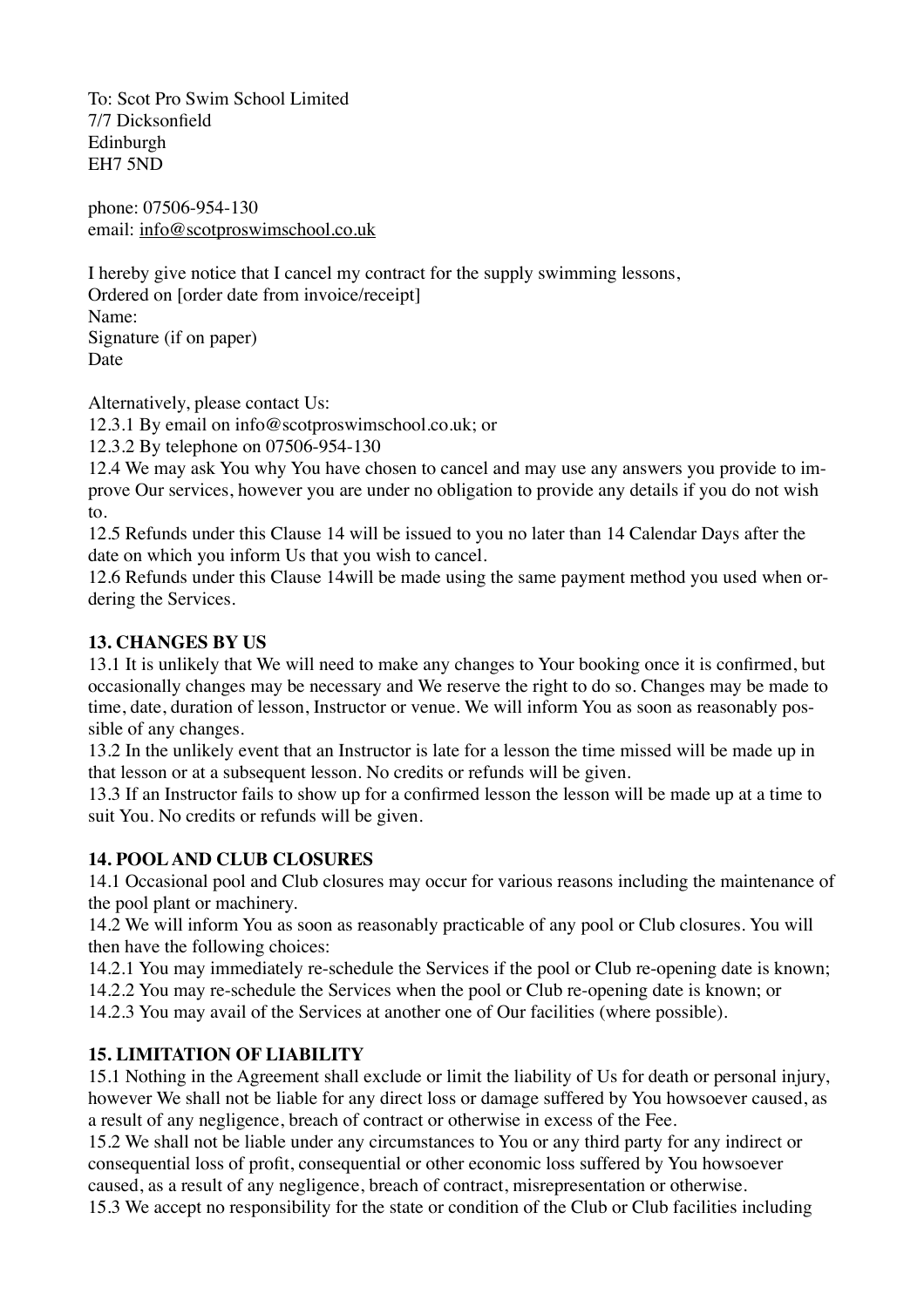To: Scot Pro Swim School Limited
7/7 Dicksonfield
Edinburgh
EH7 5ND

phone: 07506-954-130
email: info@scotproswimschool.co.uk

I hereby give notice that I cancel my contract for the supply swimming lessons,
Ordered on [order date from invoice/receipt]
Name:
Signature (if on paper)
Date

Alternatively, please contact Us:
12.3.1 By email on info@scotproswimschool.co.uk; or
12.3.2 By telephone on 07506-954-130
12.4 We may ask You why You have chosen to cancel and may use any answers you provide to improve Our services, however you are under no obligation to provide any details if you do not wish to.
12.5 Refunds under this Clause 14 will be issued to you no later than 14 Calendar Days after the date on which you inform Us that you wish to cancel.
12.6 Refunds under this Clause 14will be made using the same payment method you used when ordering the Services.

**13. CHANGES BY US**

13.1 It is unlikely that We will need to make any changes to Your booking once it is confirmed, but occasionally changes may be necessary and We reserve the right to do so. Changes may be made to time, date, duration of lesson, Instructor or venue. We will inform You as soon as reasonably possible of any changes.
13.2 In the unlikely event that an Instructor is late for a lesson the time missed will be made up in that lesson or at a subsequent lesson. No credits or refunds will be given.
13.3 If an Instructor fails to show up for a confirmed lesson the lesson will be made up at a time to suit You. No credits or refunds will be given.

**14. POOL AND CLUB CLOSURES**

14.1 Occasional pool and Club closures may occur for various reasons including the maintenance of the pool plant or machinery.
14.2 We will inform You as soon as reasonably practicable of any pool or Club closures. You will then have the following choices:
14.2.1 You may immediately re-schedule the Services if the pool or Club re-opening date is known;
14.2.2 You may re-schedule the Services when the pool or Club re-opening date is known; or
14.2.3 You may avail of the Services at another one of Our facilities (where possible).

**15. LIMITATION OF LIABILITY**

15.1 Nothing in the Agreement shall exclude or limit the liability of Us for death or personal injury, however We shall not be liable for any direct loss or damage suffered by You howsoever caused, as a result of any negligence, breach of contract or otherwise in excess of the Fee.
15.2 We shall not be liable under any circumstances to You or any third party for any indirect or consequential loss of profit, consequential or other economic loss suffered by You howsoever caused, as a result of any negligence, breach of contract, misrepresentation or otherwise.
15.3 We accept no responsibility for the state or condition of the Club or Club facilities including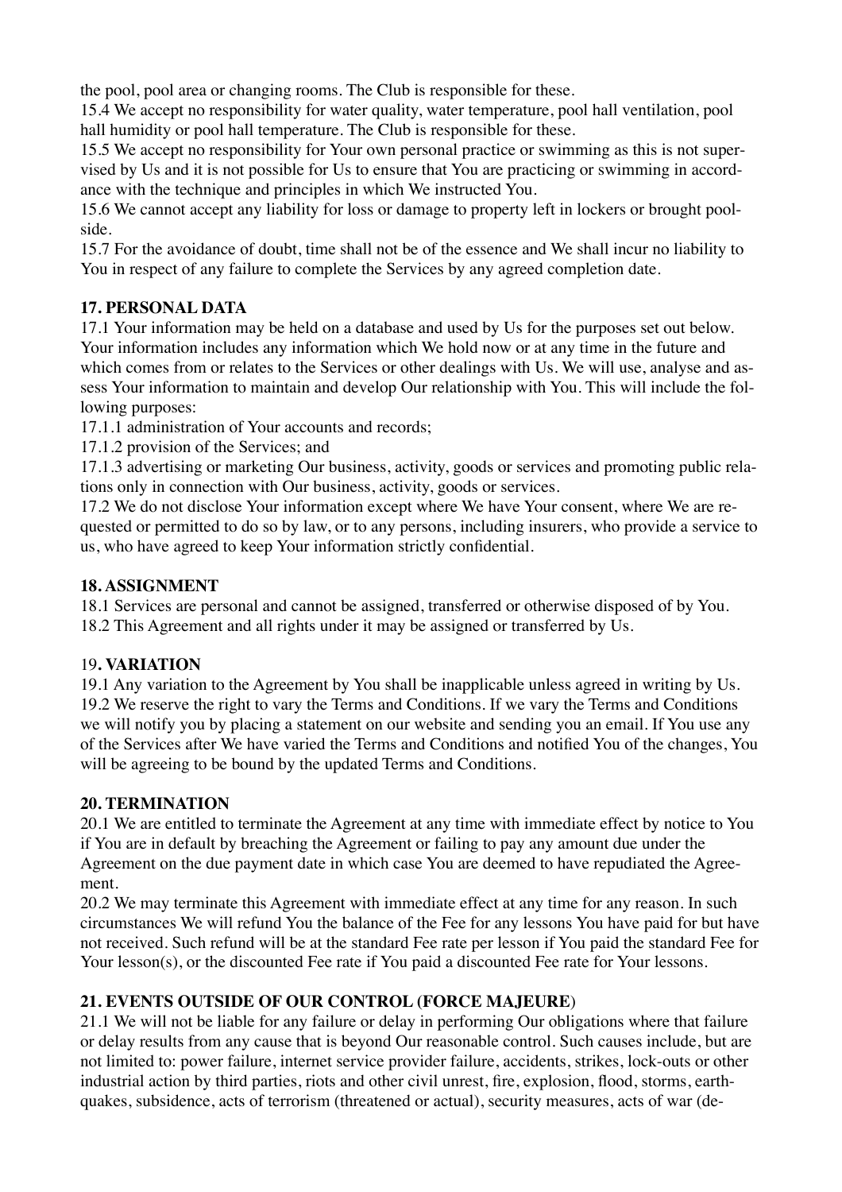the pool, pool area or changing rooms. The Club is responsible for these.

15.4 We accept no responsibility for water quality, water temperature, pool hall ventilation, pool hall humidity or pool hall temperature. The Club is responsible for these.

15.5 We accept no responsibility for Your own personal practice or swimming as this is not supervised by Us and it is not possible for Us to ensure that You are practicing or swimming in accordance with the technique and principles in which We instructed You.

15.6 We cannot accept any liability for loss or damage to property left in lockers or brought poolside.

15.7 For the avoidance of doubt, time shall not be of the essence and We shall incur no liability to You in respect of any failure to complete the Services by any agreed completion date.

**17. PERSONAL DATA**

17.1 Your information may be held on a database and used by Us for the purposes set out below. Your information includes any information which We hold now or at any time in the future and which comes from or relates to the Services or other dealings with Us. We will use, analyse and assess Your information to maintain and develop Our relationship with You. This will include the following purposes:

17.1.1 administration of Your accounts and records;

17.1.2 provision of the Services; and

17.1.3 advertising or marketing Our business, activity, goods or services and promoting public relations only in connection with Our business, activity, goods or services.

17.2 We do not disclose Your information except where We have Your consent, where We are requested or permitted to do so by law, or to any persons, including insurers, who provide a service to us, who have agreed to keep Your information strictly confidential.

**18. ASSIGNMENT**

18.1 Services are personal and cannot be assigned, transferred or otherwise disposed of by You.

18.2 This Agreement and all rights under it may be assigned or transferred by Us.

19**. VARIATION**

19.1 Any variation to the Agreement by You shall be inapplicable unless agreed in writing by Us.

19.2 We reserve the right to vary the Terms and Conditions. If we vary the Terms and Conditions we will notify you by placing a statement on our website and sending you an email. If You use any of the Services after We have varied the Terms and Conditions and notified You of the changes, You will be agreeing to be bound by the updated Terms and Conditions.

**20. TERMINATION**

20.1 We are entitled to terminate the Agreement at any time with immediate effect by notice to You if You are in default by breaching the Agreement or failing to pay any amount due under the Agreement on the due payment date in which case You are deemed to have repudiated the Agreement.

20.2 We may terminate this Agreement with immediate effect at any time for any reason. In such circumstances We will refund You the balance of the Fee for any lessons You have paid for but have not received. Such refund will be at the standard Fee rate per lesson if You paid the standard Fee for Your lesson(s), or the discounted Fee rate if You paid a discounted Fee rate for Your lessons.

**21. EVENTS OUTSIDE OF OUR CONTROL (FORCE MAJEURE**)

21.1 We will not be liable for any failure or delay in performing Our obligations where that failure or delay results from any cause that is beyond Our reasonable control. Such causes include, but are not limited to: power failure, internet service provider failure, accidents, strikes, lock-outs or other industrial action by third parties, riots and other civil unrest, fire, explosion, flood, storms, earthquakes, subsidence, acts of terrorism (threatened or actual), security measures, acts of war (de-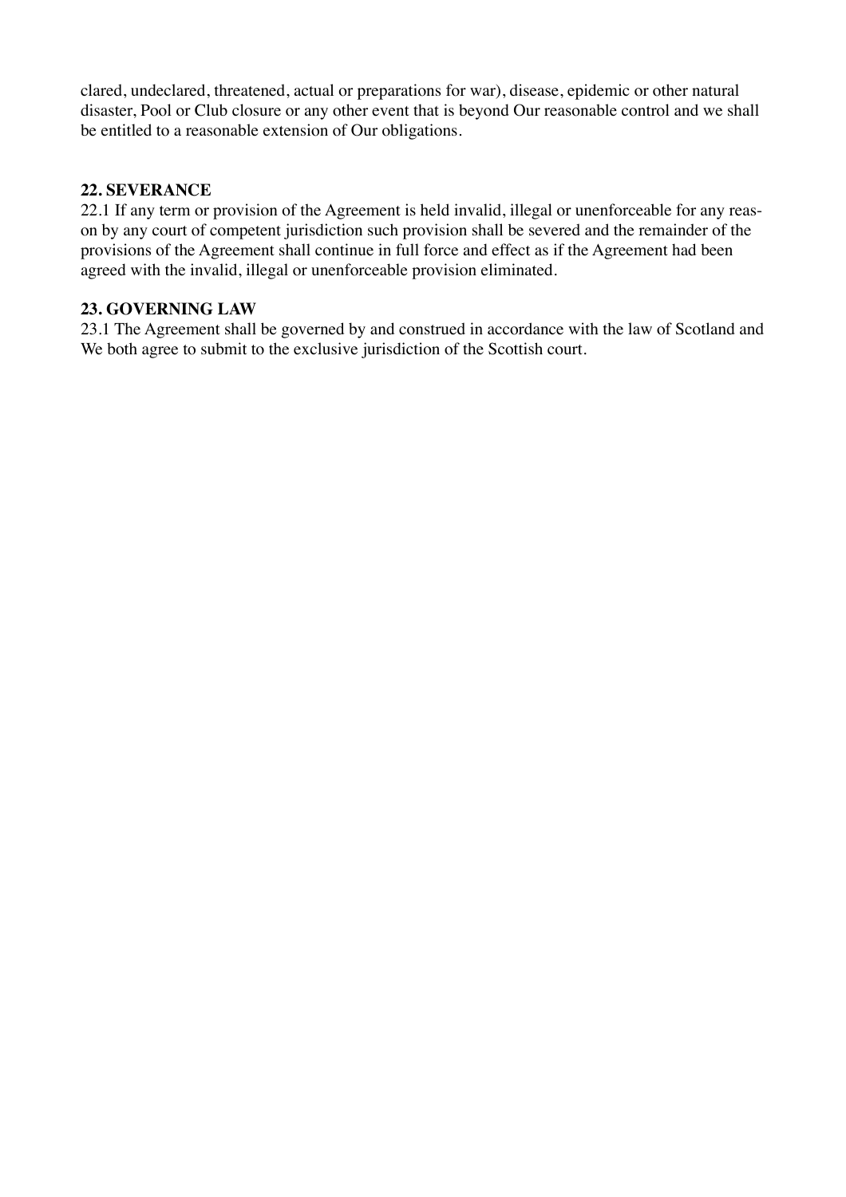clared, undeclared, threatened, actual or preparations for war), disease, epidemic or other natural disaster, Pool or Club closure or any other event that is beyond Our reasonable control and we shall be entitled to a reasonable extension of Our obligations.

**22. SEVERANCE**

22.1 If any term or provision of the Agreement is held invalid, illegal or unenforceable for any reason by any court of competent jurisdiction such provision shall be severed and the remainder of the provisions of the Agreement shall continue in full force and effect as if the Agreement had been agreed with the invalid, illegal or unenforceable provision eliminated.

**23. GOVERNING LAW**

23.1 The Agreement shall be governed by and construed in accordance with the law of Scotland and We both agree to submit to the exclusive jurisdiction of the Scottish court.